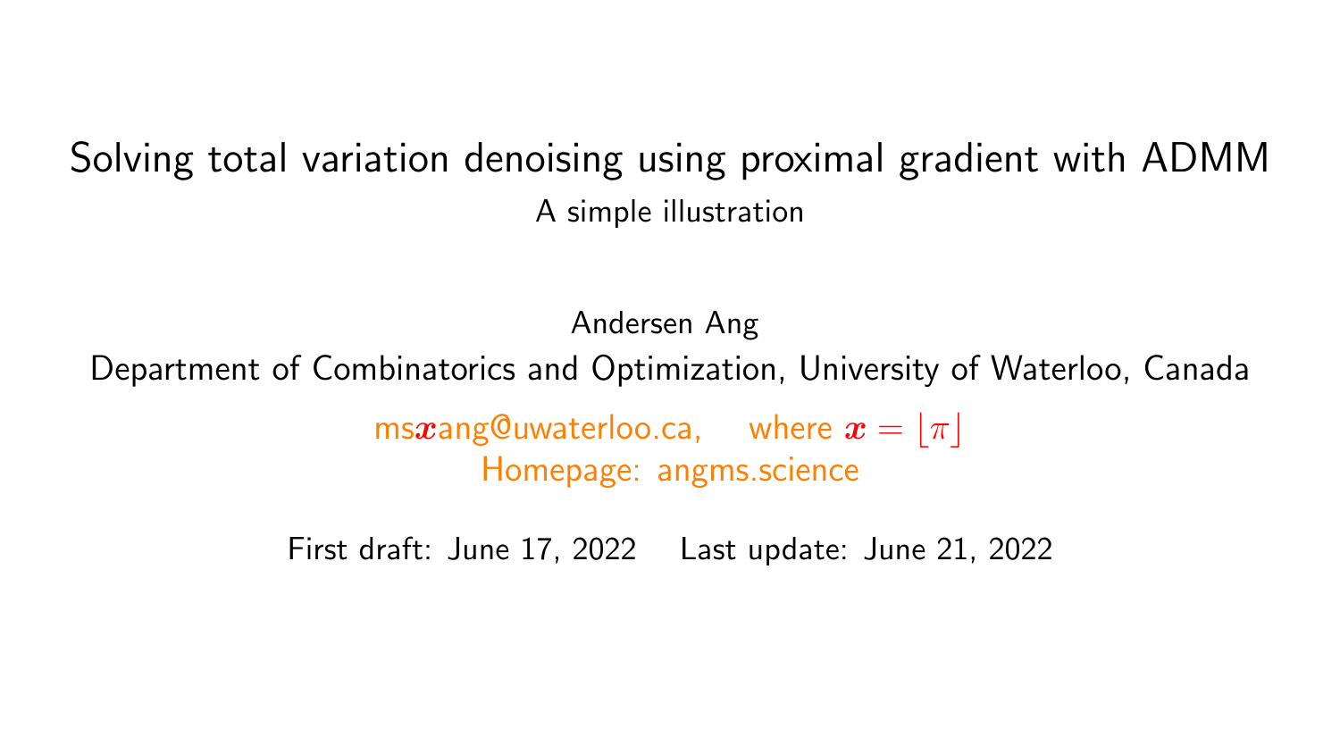# Solving total variation denoising using proximal gradient with ADMM

## A simple illustration

Andersen Ang

Department of Combinatorics and Optimization, University of Waterloo, Canada

ms$\boldsymbol{x}$ang@uwaterloo.ca, where $\boldsymbol{x} = \lfloor \pi \rfloor$

Homepage: angms.science

First draft: June 17, 2022 Last update: June 21, 2022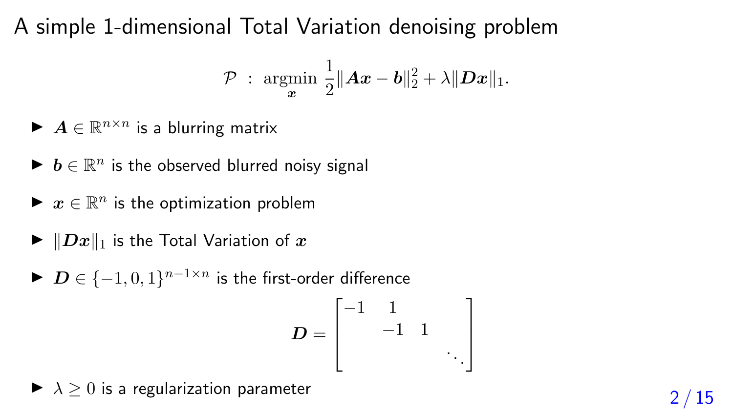# A simple 1-dimensional Total Variation denoising problem

$$\mathcal{P} \ : \ \underset{\boldsymbol{x}}{\operatorname{argmin}} \ \frac{1}{2}\|\boldsymbol{A}\boldsymbol{x} - \boldsymbol{b}\|_2^2 + \lambda\|\boldsymbol{D}\boldsymbol{x}\|_1.$$

- $\boldsymbol{A} \in \mathbb{R}^{n \times n}$ is a blurring matrix
- $\boldsymbol{b} \in \mathbb{R}^n$ is the observed blurred noisy signal
- $\boldsymbol{x} \in \mathbb{R}^n$ is the optimization problem
- $\|\boldsymbol{D}\boldsymbol{x}\|_1$ is the Total Variation of $\boldsymbol{x}$
- $\boldsymbol{D} \in \{-1, 0, 1\}^{n-1 \times n}$ is the first-order difference

$$\boldsymbol{D} = \begin{bmatrix} -1 & 1 & & \\ & -1 & 1 & \\ & & & \ddots \end{bmatrix}$$

- $\lambda \geq 0$ is a regularization parameter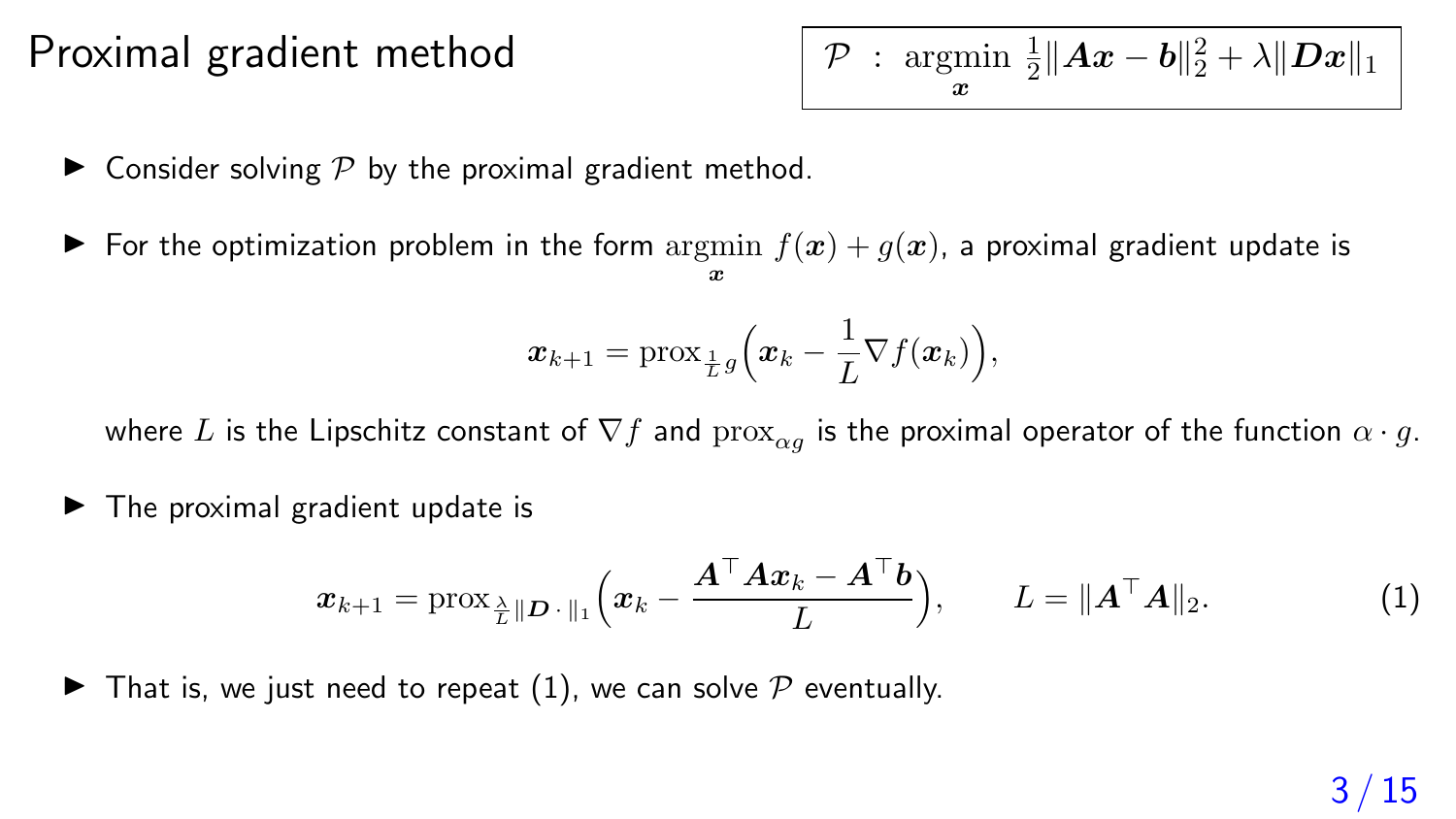# Proximal gradient method

$$\mathcal{P} \;:\; \underset{\boldsymbol{x}}{\operatorname{argmin}} \; \frac{1}{2}\|\boldsymbol{A}\boldsymbol{x}-\boldsymbol{b}\|_2^2 + \lambda\|\boldsymbol{D}\boldsymbol{x}\|_1$$

- Consider solving $\mathcal{P}$ by the proximal gradient method.
- For the optimization problem in the form $\underset{\boldsymbol{x}}{\operatorname{argmin}} \; f(\boldsymbol{x}) + g(\boldsymbol{x})$, a proximal gradient update is

$$\boldsymbol{x}_{k+1} = \operatorname{prox}_{\frac{1}{L}g}\Big(\boldsymbol{x}_k - \frac{1}{L}\nabla f(\boldsymbol{x}_k)\Big),$$

  where $L$ is the Lipschitz constant of $\nabla f$ and $\operatorname{prox}_{\alpha g}$ is the proximal operator of the function $\alpha \cdot g$.
- The proximal gradient update is

$$\boldsymbol{x}_{k+1} = \operatorname{prox}_{\frac{\lambda}{L}\|\boldsymbol{D}\,\cdot\,\|_1}\Big(\boldsymbol{x}_k - \frac{\boldsymbol{A}^\top\boldsymbol{A}\boldsymbol{x}_k - \boldsymbol{A}^\top\boldsymbol{b}}{L}\Big), \qquad L = \|\boldsymbol{A}^\top\boldsymbol{A}\|_2. \tag{1}$$

- That is, we just need to repeat (1), we can solve $\mathcal{P}$ eventually.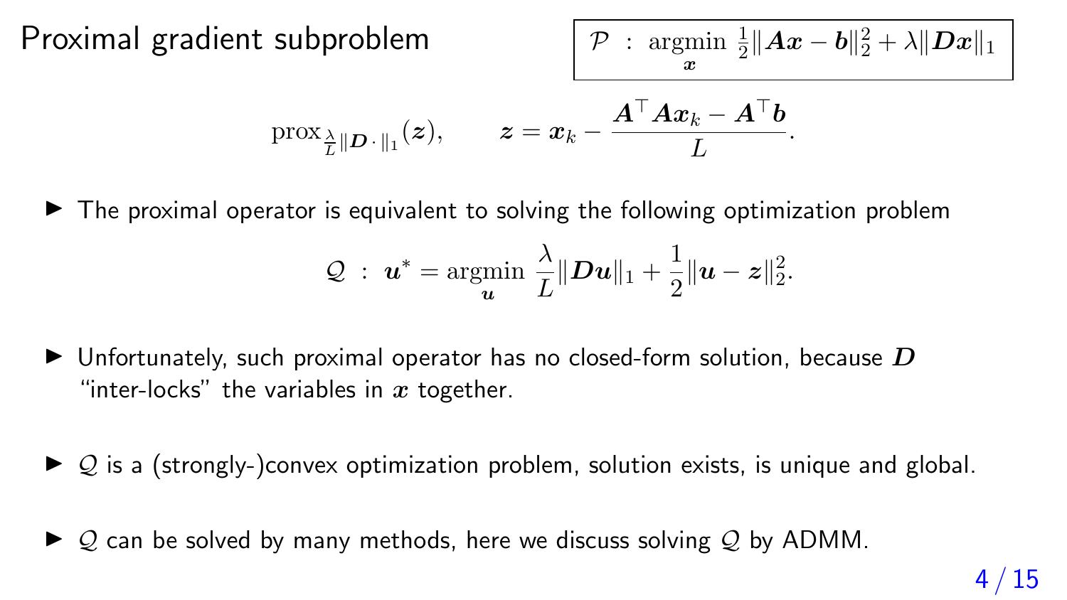# Proximal gradient subproblem

$$\mathcal{P} \;:\; \operatorname*{argmin}_{\boldsymbol{x}} \; \frac{1}{2}\|\boldsymbol{A}\boldsymbol{x} - \boldsymbol{b}\|_2^2 + \lambda\|\boldsymbol{D}\boldsymbol{x}\|_1$$

$$\operatorname{prox}_{\frac{\lambda}{L}\|\boldsymbol{D}\,\cdot\,\|_1}(\boldsymbol{z}), \qquad \boldsymbol{z} = \boldsymbol{x}_k - \frac{\boldsymbol{A}^\top\boldsymbol{A}\boldsymbol{x}_k - \boldsymbol{A}^\top\boldsymbol{b}}{L}.$$

- The proximal operator is equivalent to solving the following optimization problem

$$\mathcal{Q} \;:\; \boldsymbol{u}^* = \operatorname*{argmin}_{\boldsymbol{u}} \; \frac{\lambda}{L}\|\boldsymbol{D}\boldsymbol{u}\|_1 + \frac{1}{2}\|\boldsymbol{u} - \boldsymbol{z}\|_2^2.$$

- Unfortunately, such proximal operator has no closed-form solution, because $\boldsymbol{D}$ "inter-locks" the variables in $\boldsymbol{x}$ together.

- $\mathcal{Q}$ is a (strongly-)convex optimization problem, solution exists, is unique and global.

- $\mathcal{Q}$ can be solved by many methods, here we discuss solving $\mathcal{Q}$ by ADMM.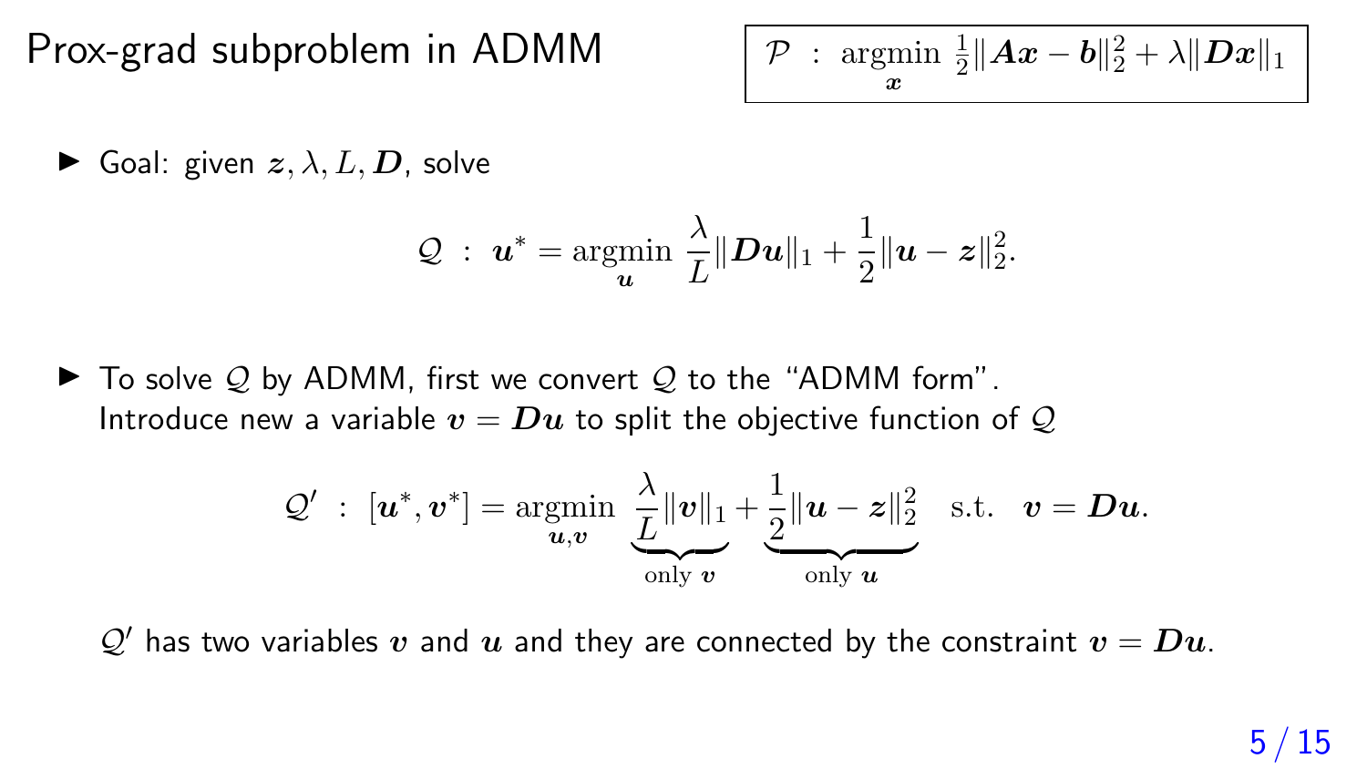# Prox-grad subproblem in ADMM

$$\mathcal{P} \; : \; \underset{\boldsymbol{x}}{\operatorname{argmin}} \; \frac{1}{2}\|\boldsymbol{A}\boldsymbol{x} - \boldsymbol{b}\|_2^2 + \lambda \|\boldsymbol{D}\boldsymbol{x}\|_1$$

- Goal: given $\boldsymbol{z}, \lambda, L, \boldsymbol{D}$, solve

$$\mathcal{Q} \; : \; \boldsymbol{u}^* = \underset{\boldsymbol{u}}{\operatorname{argmin}} \; \frac{\lambda}{L}\|\boldsymbol{D}\boldsymbol{u}\|_1 + \frac{1}{2}\|\boldsymbol{u} - \boldsymbol{z}\|_2^2.$$

- To solve $\mathcal{Q}$ by ADMM, first we convert $\mathcal{Q}$ to the "ADMM form".
  Introduce new a variable $\boldsymbol{v} = \boldsymbol{D}\boldsymbol{u}$ to split the objective function of $\mathcal{Q}$

$$\mathcal{Q}' \; : \; [\boldsymbol{u}^*, \boldsymbol{v}^*] = \underset{\boldsymbol{u}, \boldsymbol{v}}{\operatorname{argmin}} \; \underbrace{\frac{\lambda}{L}\|\boldsymbol{v}\|_1}_{\text{only } \boldsymbol{v}} + \underbrace{\frac{1}{2}\|\boldsymbol{u} - \boldsymbol{z}\|_2^2}_{\text{only } \boldsymbol{u}} \quad \text{s.t.} \quad \boldsymbol{v} = \boldsymbol{D}\boldsymbol{u}.$$

  $\mathcal{Q}'$ has two variables $\boldsymbol{v}$ and $\boldsymbol{u}$ and they are connected by the constraint $\boldsymbol{v} = \boldsymbol{D}\boldsymbol{u}$.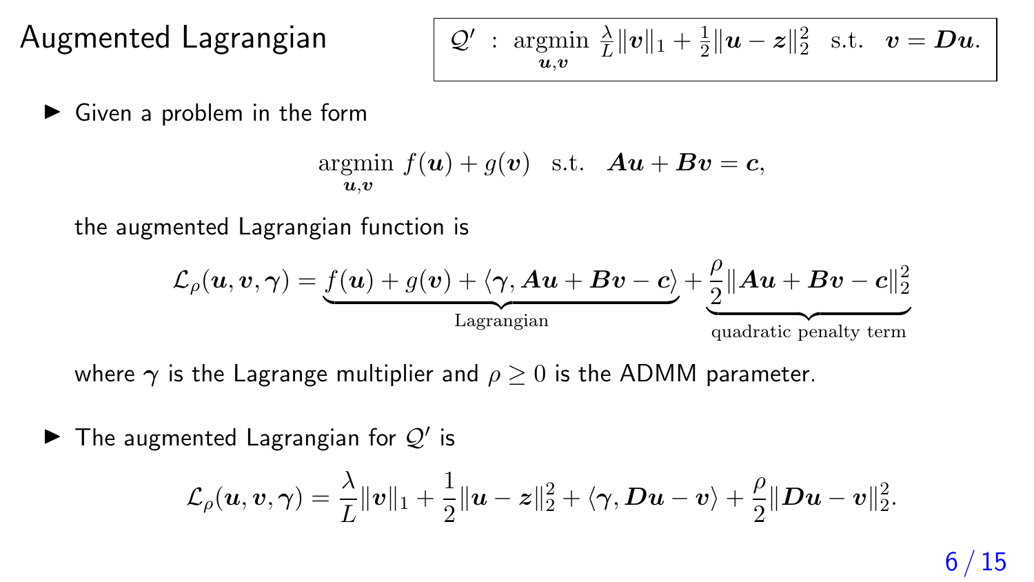# Augmented Lagrangian

$$\mathcal{Q}' \ : \ \underset{\boldsymbol{u},\boldsymbol{v}}{\operatorname{argmin}} \ \frac{\lambda}{L}\|\boldsymbol{v}\|_1 + \frac{1}{2}\|\boldsymbol{u}-\boldsymbol{z}\|_2^2 \quad \text{s.t.} \quad \boldsymbol{v} = \boldsymbol{D}\boldsymbol{u}.$$

- Given a problem in the form

$$\underset{\boldsymbol{u},\boldsymbol{v}}{\operatorname{argmin}} \ f(\boldsymbol{u}) + g(\boldsymbol{v}) \quad \text{s.t.} \quad \boldsymbol{A}\boldsymbol{u} + \boldsymbol{B}\boldsymbol{v} = \boldsymbol{c},$$

  the augmented Lagrangian function is

$$\mathcal{L}_\rho(\boldsymbol{u},\boldsymbol{v},\boldsymbol{\gamma}) = \underbrace{f(\boldsymbol{u}) + g(\boldsymbol{v}) + \langle \boldsymbol{\gamma}, \boldsymbol{A}\boldsymbol{u} + \boldsymbol{B}\boldsymbol{v} - \boldsymbol{c}\rangle}_{\text{Lagrangian}} + \underbrace{\frac{\rho}{2}\|\boldsymbol{A}\boldsymbol{u} + \boldsymbol{B}\boldsymbol{v} - \boldsymbol{c}\|_2^2}_{\text{quadratic penalty term}}$$

  where $\boldsymbol{\gamma}$ is the Lagrange multiplier and $\rho \geq 0$ is the ADMM parameter.

- The augmented Lagrangian for $\mathcal{Q}'$ is

$$\mathcal{L}_\rho(\boldsymbol{u},\boldsymbol{v},\boldsymbol{\gamma}) = \frac{\lambda}{L}\|\boldsymbol{v}\|_1 + \frac{1}{2}\|\boldsymbol{u}-\boldsymbol{z}\|_2^2 + \langle \boldsymbol{\gamma}, \boldsymbol{D}\boldsymbol{u} - \boldsymbol{v}\rangle + \frac{\rho}{2}\|\boldsymbol{D}\boldsymbol{u} - \boldsymbol{v}\|_2^2.$$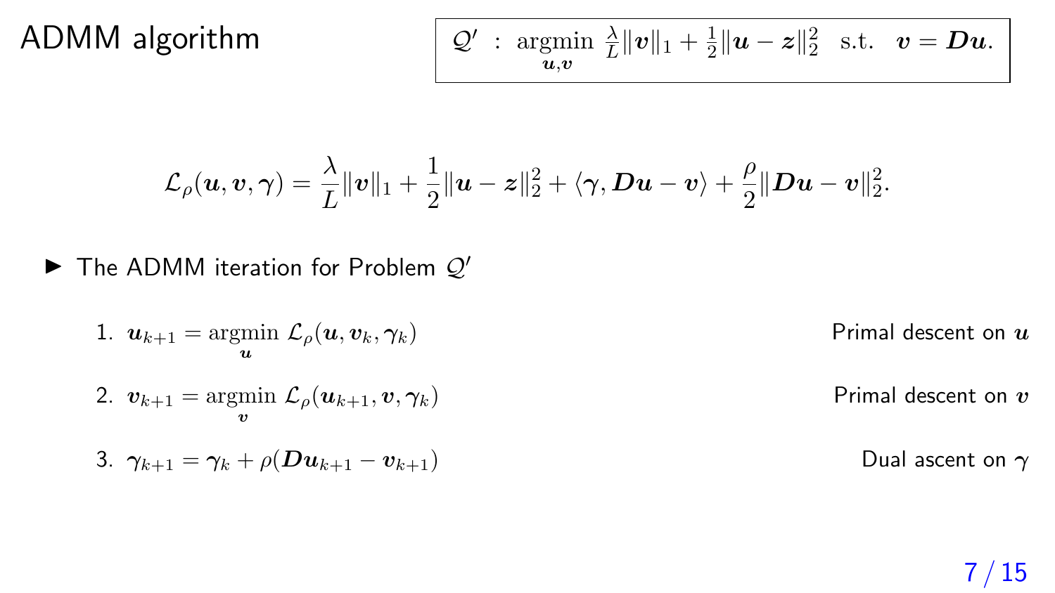# ADMM algorithm

$$\mathcal{Q}' \ : \ \underset{\boldsymbol{u},\boldsymbol{v}}{\operatorname{argmin}} \ \frac{\lambda}{L}\|\boldsymbol{v}\|_1 + \frac{1}{2}\|\boldsymbol{u}-\boldsymbol{z}\|_2^2 \quad \text{s.t.} \quad \boldsymbol{v} = \boldsymbol{D}\boldsymbol{u}.$$

$$\mathcal{L}_\rho(\boldsymbol{u},\boldsymbol{v},\boldsymbol{\gamma}) = \frac{\lambda}{L}\|\boldsymbol{v}\|_1 + \frac{1}{2}\|\boldsymbol{u}-\boldsymbol{z}\|_2^2 + \langle \boldsymbol{\gamma}, \boldsymbol{D}\boldsymbol{u}-\boldsymbol{v}\rangle + \frac{\rho}{2}\|\boldsymbol{D}\boldsymbol{u}-\boldsymbol{v}\|_2^2.$$

- The ADMM iteration for Problem $\mathcal{Q}'$

1. $\boldsymbol{u}_{k+1} = \underset{\boldsymbol{u}}{\operatorname{argmin}} \ \mathcal{L}_\rho(\boldsymbol{u},\boldsymbol{v}_k,\boldsymbol{\gamma}_k)$ — Primal descent on $\boldsymbol{u}$
2. $\boldsymbol{v}_{k+1} = \underset{\boldsymbol{v}}{\operatorname{argmin}} \ \mathcal{L}_\rho(\boldsymbol{u}_{k+1},\boldsymbol{v},\boldsymbol{\gamma}_k)$ — Primal descent on $\boldsymbol{v}$
3. $\boldsymbol{\gamma}_{k+1} = \boldsymbol{\gamma}_k + \rho(\boldsymbol{D}\boldsymbol{u}_{k+1} - \boldsymbol{v}_{k+1})$ — Dual ascent on $\boldsymbol{\gamma}$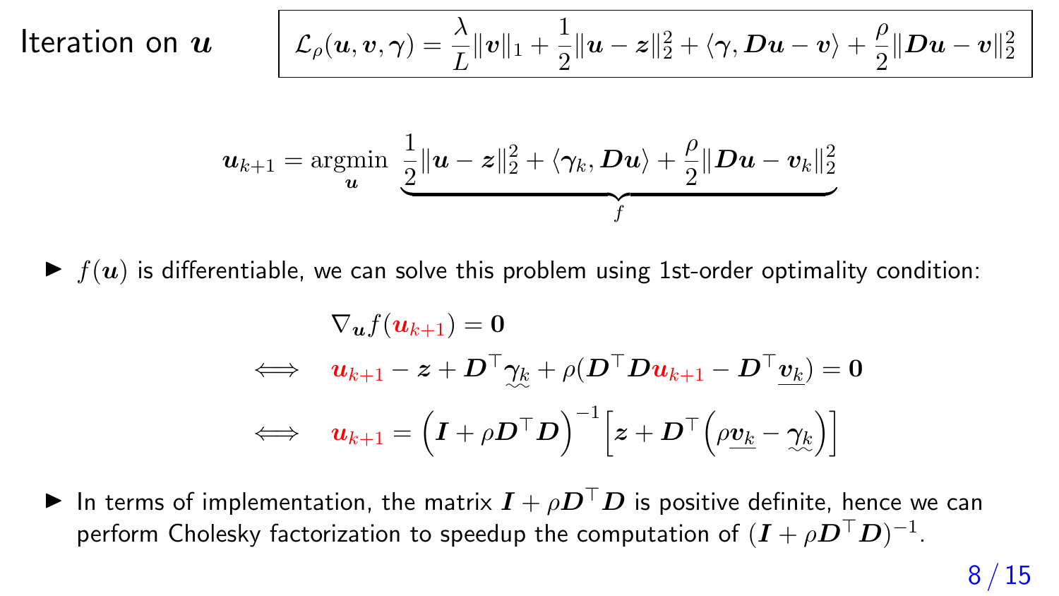# Iteration on $\boldsymbol{u}$

$$\mathcal{L}_\rho(\boldsymbol{u}, \boldsymbol{v}, \boldsymbol{\gamma}) = \frac{\lambda}{L}\|\boldsymbol{v}\|_1 + \frac{1}{2}\|\boldsymbol{u} - \boldsymbol{z}\|_2^2 + \langle \boldsymbol{\gamma}, \boldsymbol{D}\boldsymbol{u} - \boldsymbol{v}\rangle + \frac{\rho}{2}\|\boldsymbol{D}\boldsymbol{u} - \boldsymbol{v}\|_2^2$$

$$\boldsymbol{u}_{k+1} = \underset{\boldsymbol{u}}{\operatorname{argmin}} \ \underbrace{\frac{1}{2}\|\boldsymbol{u} - \boldsymbol{z}\|_2^2 + \langle \boldsymbol{\gamma}_k, \boldsymbol{D}\boldsymbol{u}\rangle + \frac{\rho}{2}\|\boldsymbol{D}\boldsymbol{u} - \boldsymbol{v}_k\|_2^2}_{f}$$

- $f(\boldsymbol{u})$ is differentiable, we can solve this problem using 1st-order optimality condition:

$$\begin{aligned}
& \nabla_{\boldsymbol{u}} f(\boldsymbol{u}_{k+1}) = \boldsymbol{0} \\
\iff \quad & \boldsymbol{u}_{k+1} - \boldsymbol{z} + \boldsymbol{D}^\top \boldsymbol{\gamma}_k + \rho(\boldsymbol{D}^\top \boldsymbol{D}\boldsymbol{u}_{k+1} - \boldsymbol{D}^\top \underline{\boldsymbol{v}_k}) = \boldsymbol{0} \\
\iff \quad & \boldsymbol{u}_{k+1} = \Big(\boldsymbol{I} + \rho \boldsymbol{D}^\top \boldsymbol{D}\Big)^{-1}\Big[\boldsymbol{z} + \boldsymbol{D}^\top\Big(\rho \underline{\boldsymbol{v}_k} - \boldsymbol{\gamma}_k\Big)\Big]
\end{aligned}$$

- In terms of implementation, the matrix $\boldsymbol{I} + \rho\boldsymbol{D}^\top\boldsymbol{D}$ is positive definite, hence we can perform Cholesky factorization to speedup the computation of $(\boldsymbol{I} + \rho\boldsymbol{D}^\top\boldsymbol{D})^{-1}$.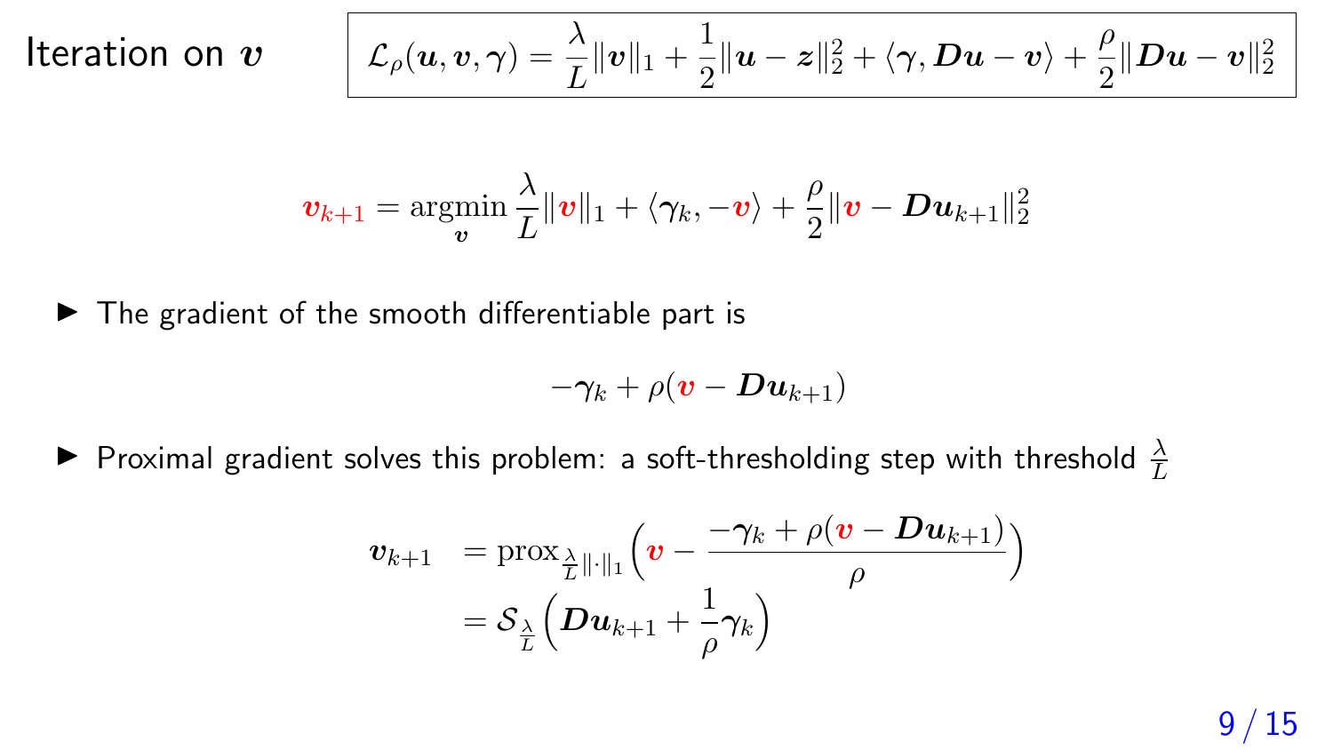# Iteration on $\boldsymbol{v}$

$$\mathcal{L}_\rho(\boldsymbol{u}, \boldsymbol{v}, \boldsymbol{\gamma}) = \frac{\lambda}{L}\|\boldsymbol{v}\|_1 + \frac{1}{2}\|\boldsymbol{u} - \boldsymbol{z}\|_2^2 + \langle \boldsymbol{\gamma}, \boldsymbol{D}\boldsymbol{u} - \boldsymbol{v}\rangle + \frac{\rho}{2}\|\boldsymbol{D}\boldsymbol{u} - \boldsymbol{v}\|_2^2$$

$$\boldsymbol{v}_{k+1} = \underset{\boldsymbol{v}}{\operatorname{argmin}} \frac{\lambda}{L}\|\boldsymbol{v}\|_1 + \langle \boldsymbol{\gamma}_k, -\boldsymbol{v}\rangle + \frac{\rho}{2}\|\boldsymbol{v} - \boldsymbol{D}\boldsymbol{u}_{k+1}\|_2^2$$

- The gradient of the smooth differentiable part is

$$-\boldsymbol{\gamma}_k + \rho(\boldsymbol{v} - \boldsymbol{D}\boldsymbol{u}_{k+1})$$

- Proximal gradient solves this problem: a soft-thresholding step with threshold $\frac{\lambda}{L}$

$$\begin{aligned}
\boldsymbol{v}_{k+1} &= \operatorname{prox}_{\frac{\lambda}{L}\|\cdot\|_1}\Big(\boldsymbol{v} - \frac{-\boldsymbol{\gamma}_k + \rho(\boldsymbol{v} - \boldsymbol{D}\boldsymbol{u}_{k+1})}{\rho}\Big) \\
&= \mathcal{S}_{\frac{\lambda}{L}}\Big(\boldsymbol{D}\boldsymbol{u}_{k+1} + \frac{1}{\rho}\boldsymbol{\gamma}_k\Big)
\end{aligned}$$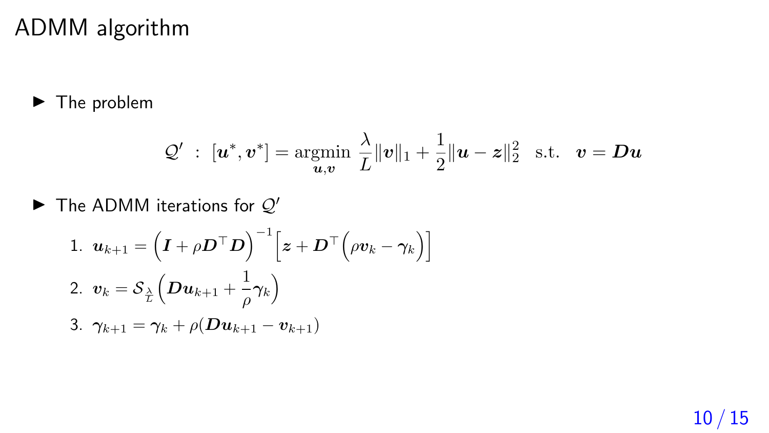# ADMM algorithm

- The problem

$$\mathcal{Q}' \ : \ [\boldsymbol{u}^*, \boldsymbol{v}^*] = \underset{\boldsymbol{u},\boldsymbol{v}}{\operatorname{argmin}} \ \frac{\lambda}{L}\|\boldsymbol{v}\|_1 + \frac{1}{2}\|\boldsymbol{u} - \boldsymbol{z}\|_2^2 \ \ \text{s.t.} \ \ \boldsymbol{v} = \boldsymbol{D}\boldsymbol{u}$$

- The ADMM iterations for $\mathcal{Q}'$

  1. $\boldsymbol{u}_{k+1} = \left(\boldsymbol{I} + \rho \boldsymbol{D}^\top \boldsymbol{D}\right)^{-1}\left[\boldsymbol{z} + \boldsymbol{D}^\top\left(\rho \boldsymbol{v}_k - \boldsymbol{\gamma}_k\right)\right]$
  2. $\boldsymbol{v}_k = \mathcal{S}_{\frac{\lambda}{L}}\left(\boldsymbol{D}\boldsymbol{u}_{k+1} + \frac{1}{\rho}\boldsymbol{\gamma}_k\right)$
  3. $\boldsymbol{\gamma}_{k+1} = \boldsymbol{\gamma}_k + \rho(\boldsymbol{D}\boldsymbol{u}_{k+1} - \boldsymbol{v}_{k+1})$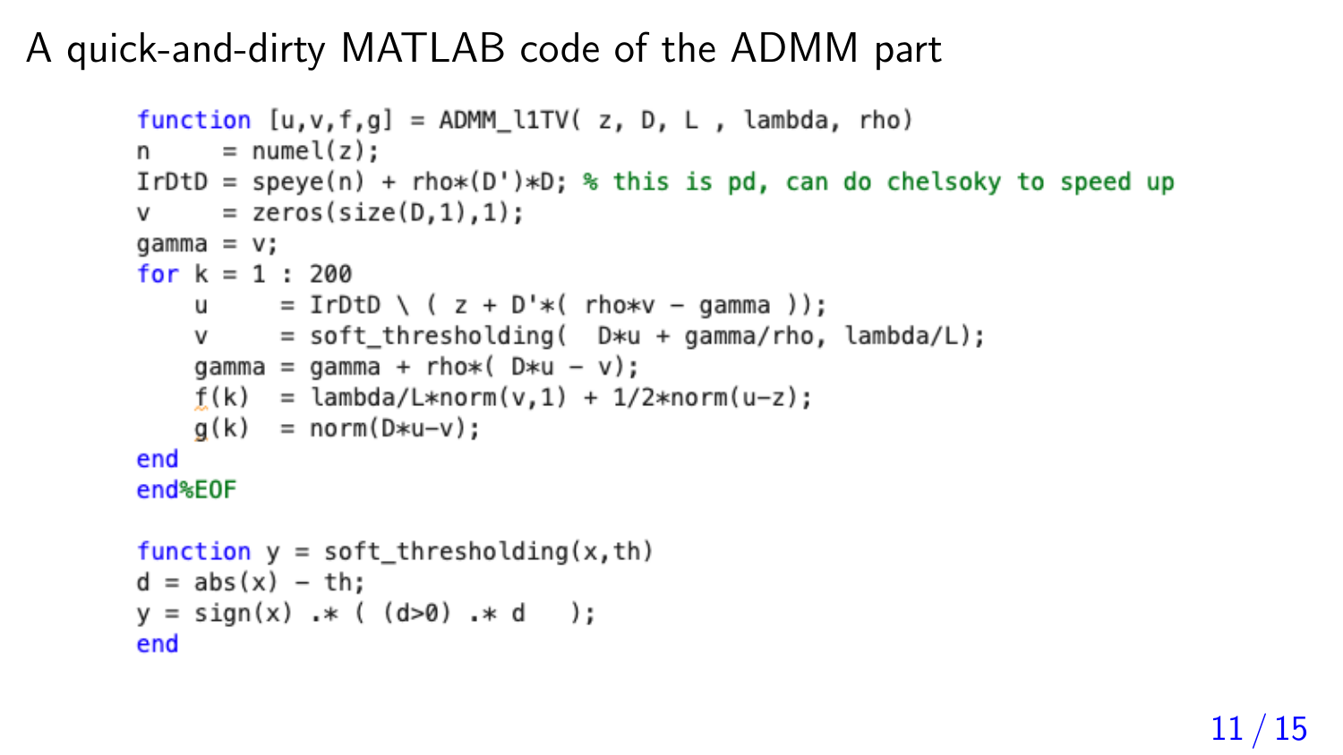# A quick-and-dirty MATLAB code of the ADMM part

```
function [u,v,f,g] = ADMM_l1TV( z, D, L , lambda, rho)
n     = numel(z);
IrDtD = speye(n) + rho*(D')*D; % this is pd, can do chelsoky to speed up
v     = zeros(size(D,1),1);
gamma = v;
for k = 1 : 200
    u     = IrDtD \ ( z + D'*( rho*v - gamma ));
    v     = soft_thresholding(  D*u + gamma/rho, lambda/L);
    gamma = gamma + rho*( D*u - v);
    f(k)  = lambda/L*norm(v,1) + 1/2*norm(u-z);
    g(k)  = norm(D*u-v);
end
end%EOF

function y = soft_thresholding(x,th)
d = abs(x) - th;
y = sign(x) .* ( (d>0) .* d   );
end
```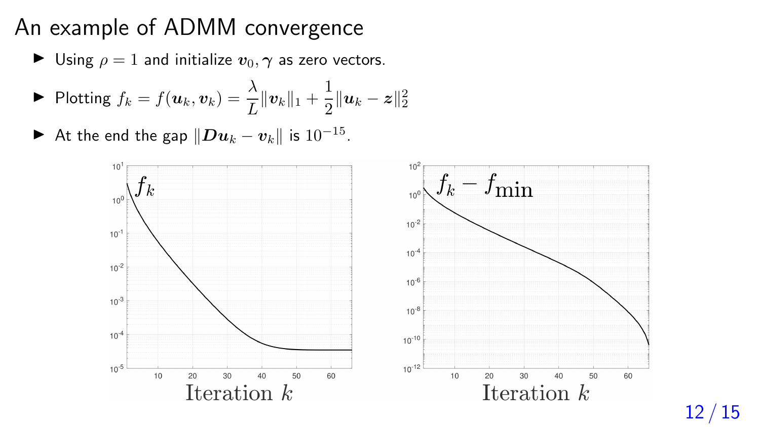# An example of ADMM convergence

- Using $\rho = 1$ and initialize $\boldsymbol{v}_0, \boldsymbol{\gamma}$ as zero vectors.
- Plotting $f_k = f(\boldsymbol{u}_k, \boldsymbol{v}_k) = \dfrac{\lambda}{L}\|\boldsymbol{v}_k\|_1 + \dfrac{1}{2}\|\boldsymbol{u}_k - \boldsymbol{z}\|_2^2$
- At the end the gap $\|\boldsymbol{D}\boldsymbol{u}_k - \boldsymbol{v}_k\|$ is $10^{-15}$.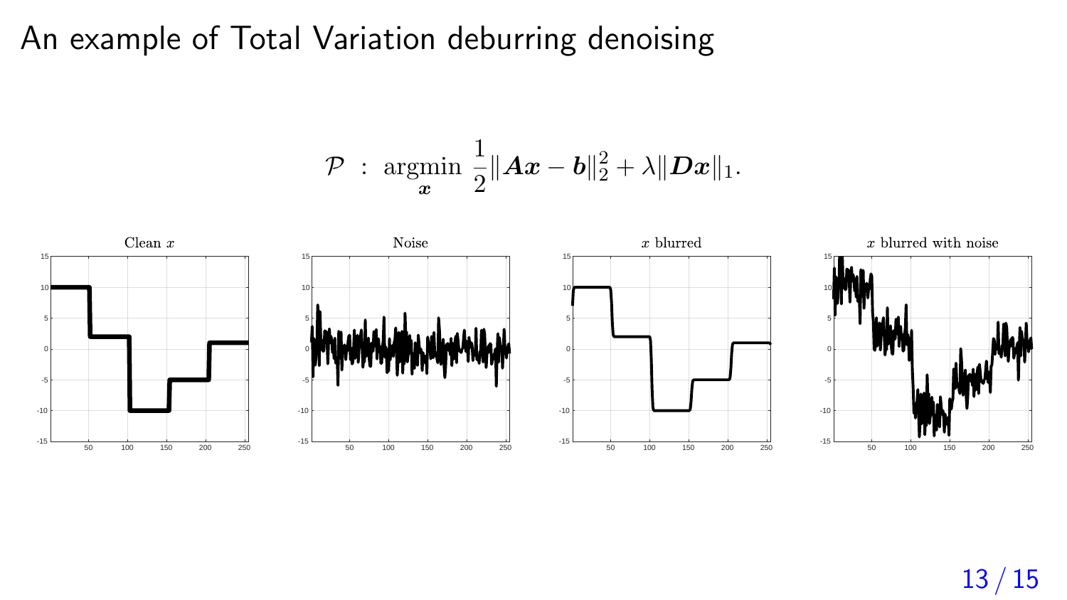# An example of Total Variation deburring denoising

$$\mathcal{P} \;:\; \underset{\boldsymbol{x}}{\operatorname{argmin}} \; \frac{1}{2}\|\boldsymbol{A}\boldsymbol{x} - \boldsymbol{b}\|_2^2 + \lambda \|\boldsymbol{D}\boldsymbol{x}\|_1.$$

Clean $x$

Noise

$x$ blurred

$x$ blurred with noise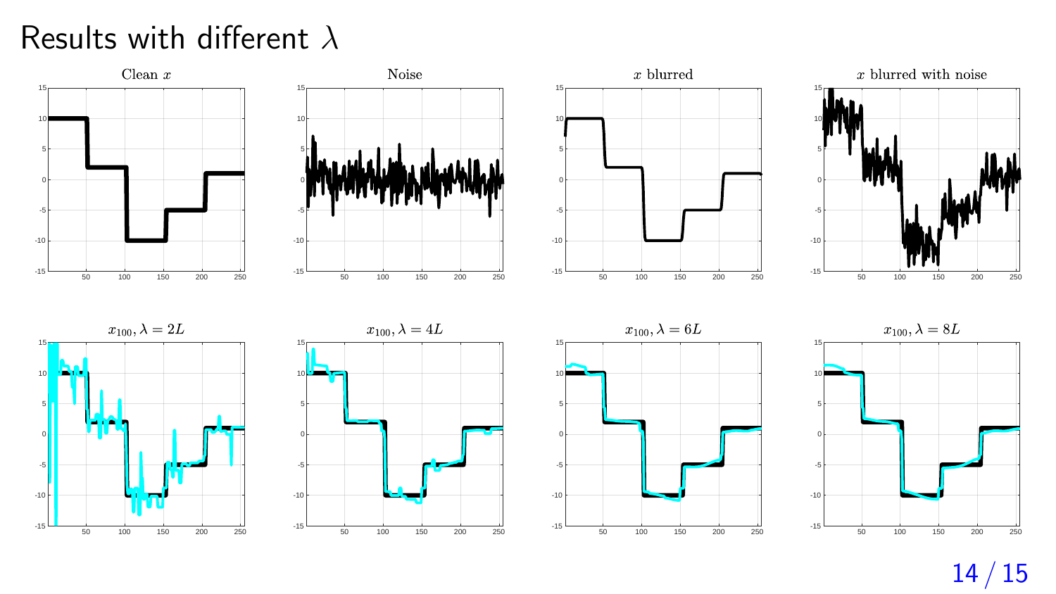# Results with different $\lambda$

Clean $x$

Noise

$x$ blurred

$x$ blurred with noise

$x_{100}, \lambda = 2L$

$x_{100}, \lambda = 4L$

$x_{100}, \lambda = 6L$

$x_{100}, \lambda = 8L$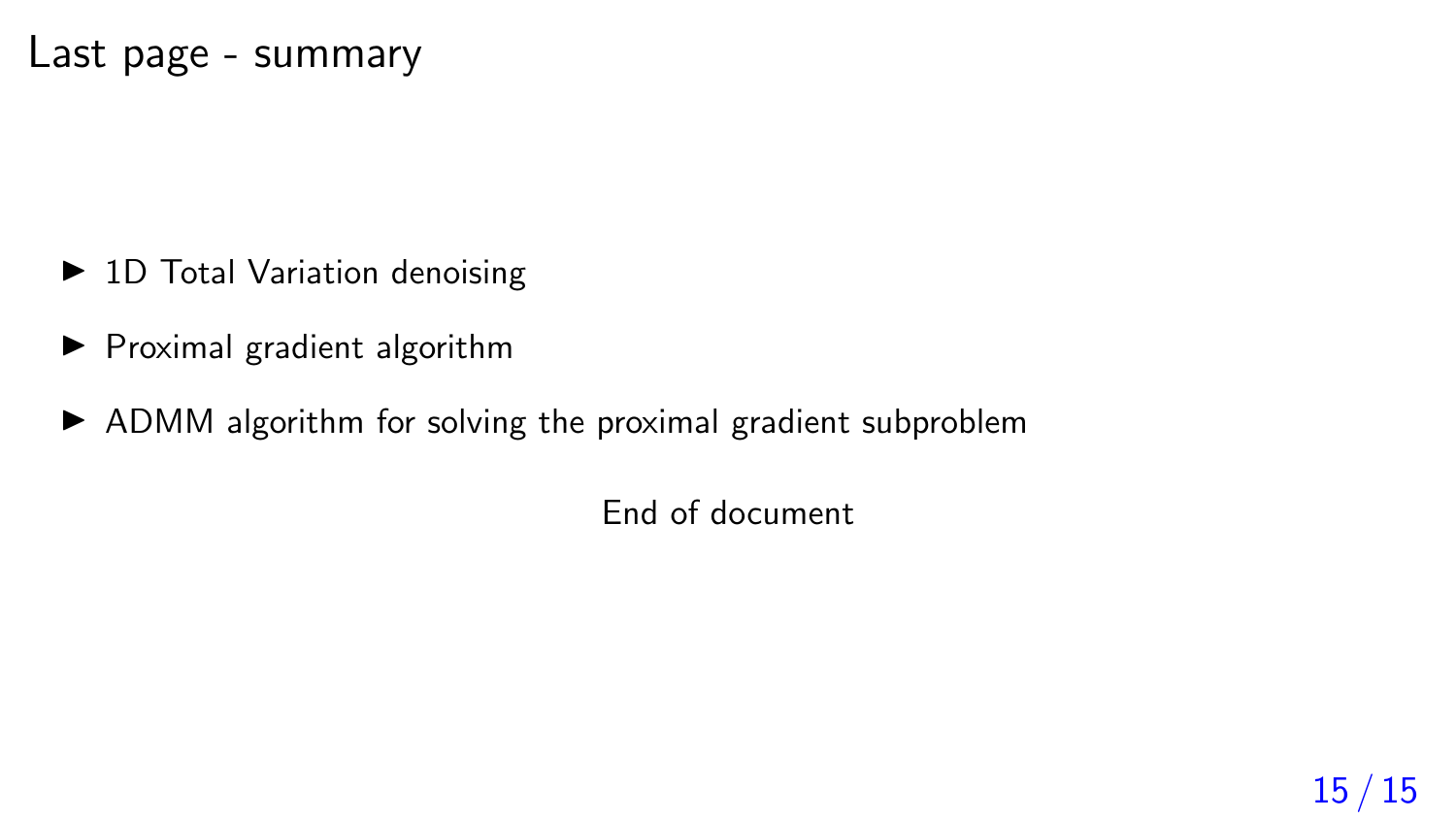# Last page - summary

- 1D Total Variation denoising
- Proximal gradient algorithm
- ADMM algorithm for solving the proximal gradient subproblem

End of document